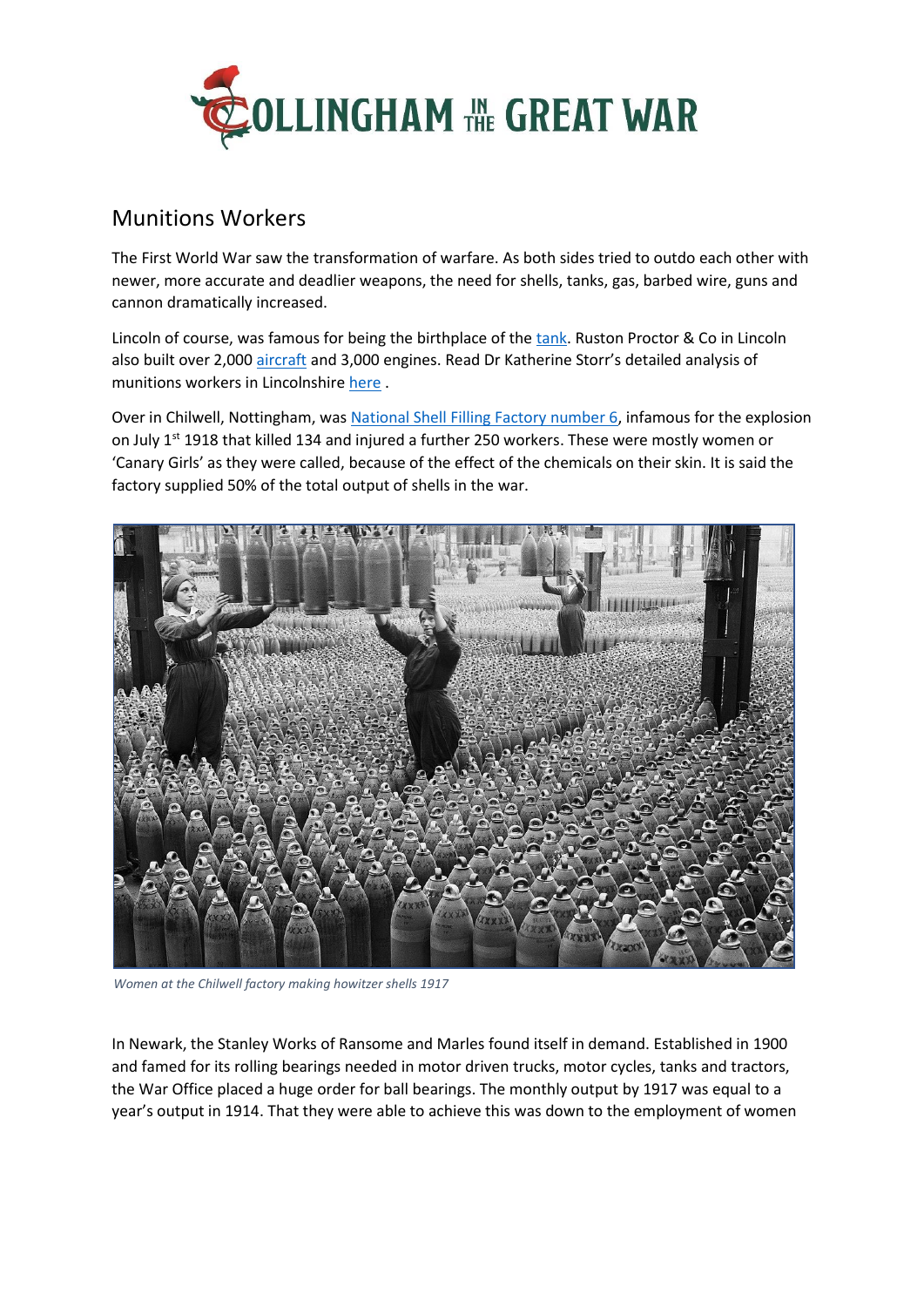# Collingham in the Great War

## Munitions Workers

The First World War saw the transformation of warfare. As both sides tried to outdo each other with newer, more accurate and deadlier weapons, the need for shells, tanks, gas, barbed wire, guns and cannon dramatically increased.

Lincoln of course, was famous for being the birthplace of the tank. Ruston Proctor & Co in Lincoln also built over 2,000 aircraft and 3,000 engines. Read Dr Katherine Storr's detailed analysis of munitions workers in Lincolnshire here .

Over in Chilwell, Nottingham, was National Shell Filling Factory number 6, infamous for the explosion on July 1st 1918 that killed 134 and injured a further 250 workers. These were mostly women or 'Canary Girls' as they were called, because of the effect of the chemicals on their skin. It is said the factory supplied 50% of the total output of shells in the war.

*Women at the Chilwell factory making howitzer shells 1917*

In Newark, the Stanley Works of Ransome and Marles found itself in demand. Established in 1900 and famed for its rolling bearings needed in motor driven trucks, motor cycles, tanks and tractors, the War Office placed a huge order for ball bearings. The monthly output by 1917 was equal to a year's output in 1914. That they were able to achieve this was down to the employment of women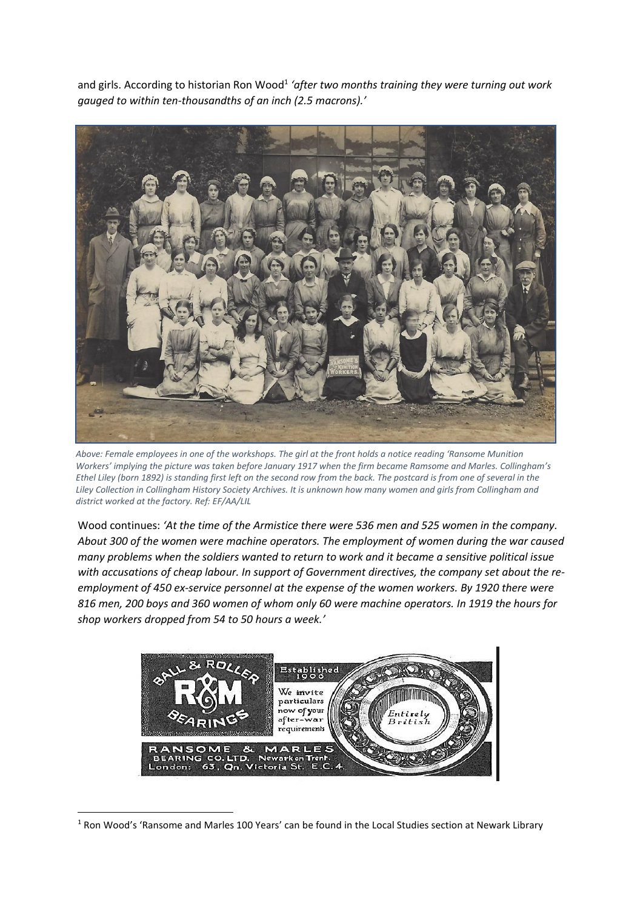and girls. According to historian Ron Wood[1] *'after two months training they were turning out work gauged to within ten-thousandths of an inch (2.5 macrons).'*

*Above: Female employees in one of the workshops. The girl at the front holds a notice reading 'Ransome Munition Workers' implying the picture was taken before January 1917 when the firm became Ramsome and Marles. Collingham's Ethel Liley (born 1892) is standing first left on the second row from the back. The postcard is from one of several in the Liley Collection in Collingham History Society Archives. It is unknown how many women and girls from Collingham and district worked at the factory. Ref: EF/AA/LIL*

Wood continues: *'At the time of the Armistice there were 536 men and 525 women in the company. About 300 of the women were machine operators. The employment of women during the war caused many problems when the soldiers wanted to return to work and it became a sensitive political issue with accusations of cheap labour. In support of Government directives, the company set about the re-employment of 450 ex-service personnel at the expense of the women workers. By 1920 there were 816 men, 200 boys and 360 women of whom only 60 were machine operators. In 1919 the hours for shop workers dropped from 54 to 50 hours a week.'*

---

[1] Ron Wood's 'Ransome and Marles 100 Years' can be found in the Local Studies section at Newark Library